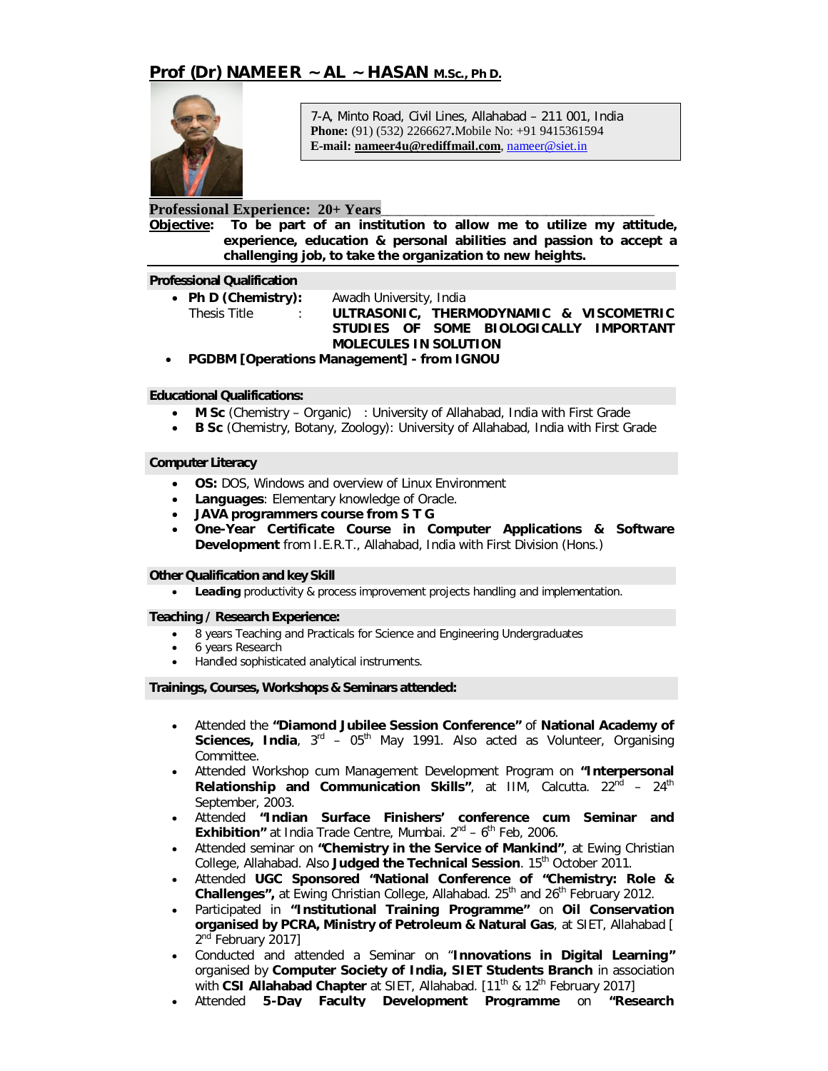# Prof (Dr) NAMEER ~ AL ~ HASAN M.Sc., Ph D.

7-A, Minto Road, Civil Lines, Allahabad – 211 001, India
**Phone:** (91) (532) 2266627.Mobile No: +91 9415361594
**E-mail:** **nameer4u@rediffmail.com**, nameer@siet.in

**Professional Experience: 20+ Years**

**Objective:** **To be part of an institution to allow me to utilize my attitude, experience, education & personal abilities and passion to accept a challenging job, to take the organization to new heights.**

## Professional Qualification

- **Ph D (Chemistry):** Awadh University, India
  Thesis Title : **ULTRASONIC, THERMODYNAMIC & VISCOMETRIC STUDIES OF SOME BIOLOGICALLY IMPORTANT MOLECULES IN SOLUTION**
- **PGDBM [Operations Management] - from IGNOU**

## Educational Qualifications:

- **M Sc** (Chemistry – Organic) : University of Allahabad, India with First Grade
- **B Sc** (Chemistry, Botany, Zoology): University of Allahabad, India with First Grade

## Computer Literacy

- **OS:** DOS, Windows and overview of Linux Environment
- **Languages**: Elementary knowledge of Oracle.
- **JAVA programmers course from S T G**
- **One-Year Certificate Course in Computer Applications & Software Development** from I.E.R.T., Allahabad, India with First Division (Hons.)

## Other Qualification and key Skill

- **Leading** productivity & process improvement projects handling and implementation.

## Teaching / Research Experience:

- 8 years Teaching and Practicals for Science and Engineering Undergraduates
- 6 years Research
- Handled sophisticated analytical instruments.

## Trainings, Courses, Workshops & Seminars attended:

- Attended the **"Diamond Jubilee Session Conference"** of **National Academy of Sciences, India**, 3rd – 05th May 1991. Also acted as Volunteer, Organising Committee.
- Attended Workshop cum Management Development Program on **"Interpersonal Relationship and Communication Skills"**, at IIM, Calcutta. 22nd – 24th September, 2003.
- Attended **"Indian Surface Finishers' conference cum Seminar and Exhibition"** at India Trade Centre, Mumbai. 2nd – 6th Feb, 2006.
- Attended seminar on **"Chemistry in the Service of Mankind"**, at Ewing Christian College, Allahabad. Also **Judged the Technical Session**. 15th October 2011.
- Attended **UGC Sponsored "National Conference of "Chemistry: Role & Challenges",** at Ewing Christian College, Allahabad. 25th and 26th February 2012.
- Participated in **"Institutional Training Programme"** on **Oil Conservation organised by PCRA, Ministry of Petroleum & Natural Gas**, at SIET, Allahabad [ 2nd February 2017]
- Conducted and attended a Seminar on "**Innovations in Digital Learning"** organised by **Computer Society of India, SIET Students Branch** in association with **CSI Allahabad Chapter** at SIET, Allahabad. [11th & 12th February 2017]
- Attended **5-Day Faculty Development Programme** on **"Research**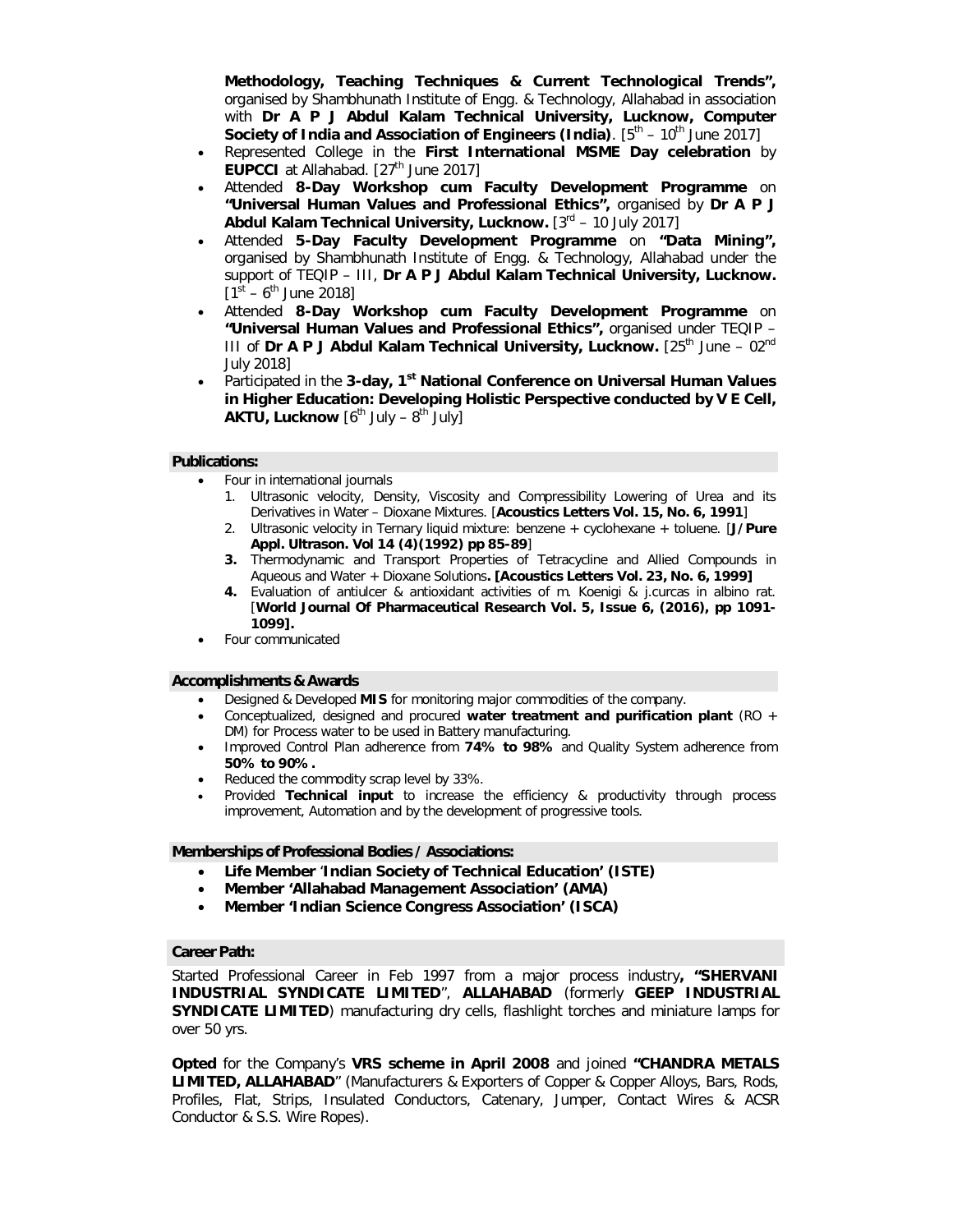**Methodology, Teaching Techniques & Current Technological Trends",** organised by Shambhunath Institute of Engg. & Technology, Allahabad in association with **Dr A P J Abdul Kalam Technical University, Lucknow, Computer Society of India and Association of Engineers (India)**. [5th – 10th June 2017]

- Represented College in the **First International MSME Day celebration** by **EUPCCI** at Allahabad. [27th June 2017]
- Attended **8-Day Workshop cum Faculty Development Programme** on **"Universal Human Values and Professional Ethics",** organised by **Dr A P J Abdul Kalam Technical University, Lucknow.** [3rd – 10 July 2017]
- Attended **5-Day Faculty Development Programme** on **"Data Mining",** organised by Shambhunath Institute of Engg. & Technology, Allahabad under the support of TEQIP – III, **Dr A P J Abdul Kalam Technical University, Lucknow.** [1st – 6th June 2018]
- Attended **8-Day Workshop cum Faculty Development Programme** on **"Universal Human Values and Professional Ethics",** organised under TEQIP – III of **Dr A P J Abdul Kalam Technical University, Lucknow.** [25th June – 02nd July 2018]
- Participated in the **3-day, 1st National Conference on Universal Human Values in Higher Education: Developing Holistic Perspective conducted by V E Cell, AKTU, Lucknow** [6th July – 8th July]

## Publications:

- Four in international journals
  1. Ultrasonic velocity, Density, Viscosity and Compressibility Lowering of Urea and its Derivatives in Water – Dioxane Mixtures. [**Acoustics Letters Vol. 15, No. 6, 1991**]
  2. Ultrasonic velocity in Ternary liquid mixture: benzene + cyclohexane + toluene. [**J/Pure Appl. Ultrason. Vol 14 (4)(1992) pp 85-89**]
  3. Thermodynamic and Transport Properties of Tetracycline and Allied Compounds in Aqueous and Water + Dioxane Solutions**. [Acoustics Letters Vol. 23, No. 6, 1999]**
  4. Evaluation of antiulcer & antioxidant activities of m. Koenigi & j.curcas in albino rat. [**World Journal Of Pharmaceutical Research Vol. 5, Issue 6, (2016), pp 1091-1099].**
- Four communicated

## Accomplishments & Awards

- Designed & Developed **MIS** for monitoring major commodities of the company.
- Conceptualized, designed and procured **water treatment and purification plant** (RO + DM) for Process water to be used in Battery manufacturing.
- Improved Control Plan adherence from **74% to 98%** and Quality System adherence from **50% to 90%.**
- Reduced the commodity scrap level by 33%.
- Provided **Technical input** to increase the efficiency & productivity through process improvement, Automation and by the development of progressive tools.

## Memberships of Professional Bodies / Associations:

- **Life Member 'Indian Society of Technical Education' (ISTE)**
- **Member 'Allahabad Management Association' (AMA)**
- **Member 'Indian Science Congress Association' (ISCA)**

## Career Path:

Started Professional Career in Feb 1997 from a major process industry**, "SHERVANI INDUSTRIAL SYNDICATE LIMITED**", **ALLAHABAD** (formerly **GEEP INDUSTRIAL SYNDICATE LIMITED**) manufacturing dry cells, flashlight torches and miniature lamps for over 50 yrs.

**Opted** for the Company's **VRS scheme in April 2008** and joined **"CHANDRA METALS LIMITED, ALLAHABAD**" (Manufacturers & Exporters of Copper & Copper Alloys, Bars, Rods, Profiles, Flat, Strips, Insulated Conductors, Catenary, Jumper, Contact Wires & ACSR Conductor & S.S. Wire Ropes).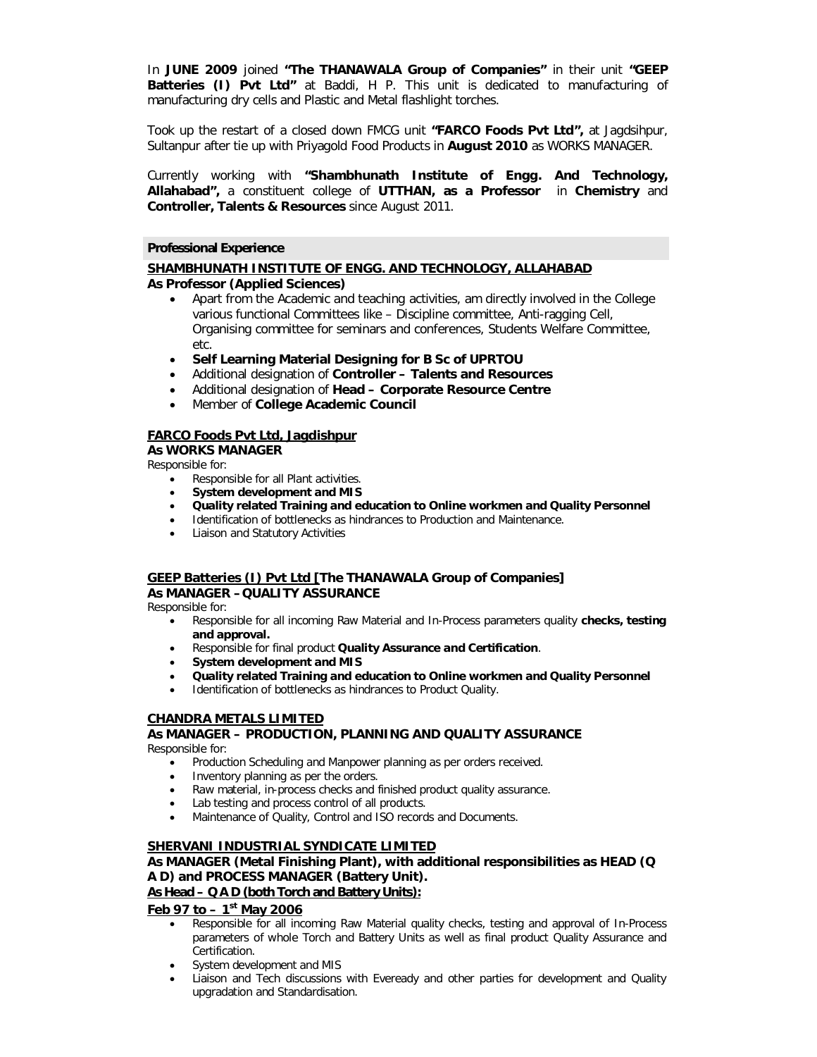In **JUNE 2009** joined **"The THANAWALA Group of Companies"** in their unit **"GEEP Batteries (I) Pvt Ltd"** at Baddi, H P. This unit is dedicated to manufacturing of manufacturing dry cells and Plastic and Metal flashlight torches.

Took up the restart of a closed down FMCG unit **"FARCO Foods Pvt Ltd",** at Jagdsihpur, Sultanpur after tie up with Priyagold Food Products in **August 2010** as WORKS MANAGER.

Currently working with **"Shambhunath Institute of Engg. And Technology, Allahabad",** a constituent college of **UTTHAN, as a Professor** in **Chemistry** and **Controller, Talents & Resources** since August 2011.

## Professional Experience

**SHAMBHUNATH INSTITUTE OF ENGG. AND TECHNOLOGY, ALLAHABAD**
**As Professor (Applied Sciences)**

- Apart from the Academic and teaching activities, am directly involved in the College various functional Committees like – Discipline committee, Anti-ragging Cell, Organising committee for seminars and conferences, Students Welfare Committee, etc.
- **Self Learning Material Designing for B Sc of UPRTOU**
- Additional designation of **Controller – Talents and Resources**
- Additional designation of **Head – Corporate Resource Centre**
- Member of **College Academic Council**

**FARCO Foods Pvt Ltd, Jagdishpur**
**As WORKS MANAGER**
Responsible for:

- Responsible for all Plant activities.
- **System development and MIS**
- **Quality related Training and education to Online workmen and Quality Personnel**
- Identification of bottlenecks as hindrances to Production and Maintenance.
- Liaison and Statutory Activities

**GEEP Batteries (I) Pvt Ltd [The THANAWALA Group of Companies]**
**As MANAGER –QUALITY ASSURANCE**
Responsible for:

- Responsible for all incoming Raw Material and In-Process parameters quality **checks, testing and approval.**
- Responsible for final product **Quality Assurance and Certification**.
- **System development and MIS**
- **Quality related Training and education to Online workmen and Quality Personnel**
- Identification of bottlenecks as hindrances to Product Quality.

**CHANDRA METALS LIMITED**
**As MANAGER – PRODUCTION, PLANNING AND QUALITY ASSURANCE**
Responsible for:

- Production Scheduling and Manpower planning as per orders received.
- Inventory planning as per the orders.
- Raw material, in-process checks and finished product quality assurance.
- Lab testing and process control of all products.
- Maintenance of Quality, Control and ISO records and Documents.

**SHERVANI INDUSTRIAL SYNDICATE LIMITED**
**As MANAGER (Metal Finishing Plant), with additional responsibilities as HEAD (Q A D) and PROCESS MANAGER (Battery Unit).**
**As Head – Q A D (both Torch and Battery Units):**
**Feb 97 to – 1st May 2006**

- Responsible for all incoming Raw Material quality checks, testing and approval of In-Process parameters of whole Torch and Battery Units as well as final product Quality Assurance and Certification.
- System development and MIS
- Liaison and Tech discussions with Eveready and other parties for development and Quality upgradation and Standardisation.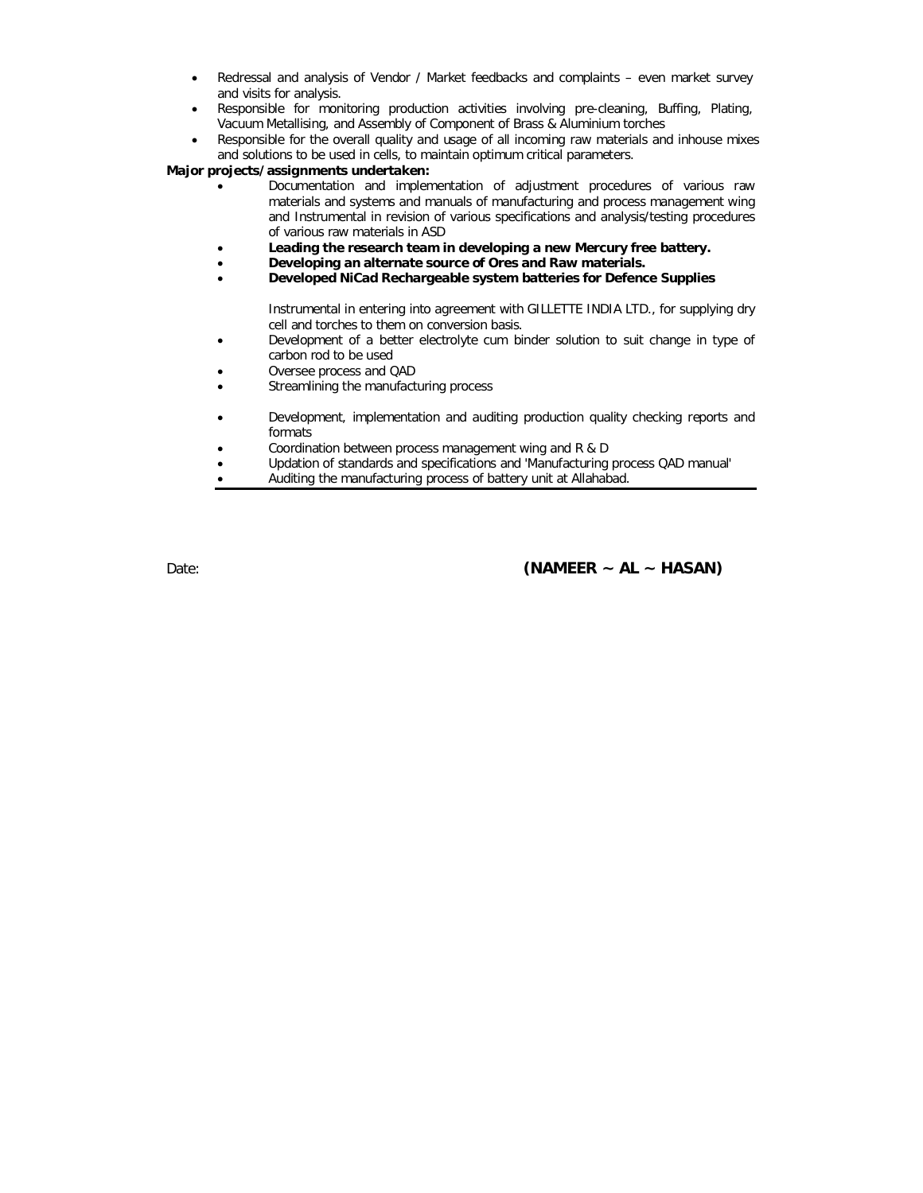- Redressal and analysis of Vendor / Market feedbacks and complaints – even market survey and visits for analysis.
- Responsible for monitoring production activities involving pre-cleaning, Buffing, Plating, Vacuum Metallising, and Assembly of Component of Brass & Aluminium torches
- Responsible for the overall quality and usage of all incoming raw materials and inhouse mixes and solutions to be used in cells, to maintain optimum critical parameters.

**Major projects/assignments undertaken:**

- Documentation and implementation of adjustment procedures of various raw materials and systems and manuals of manufacturing and process management wing and Instrumental in revision of various specifications and analysis/testing procedures of various raw materials in ASD
- **Leading the research team in developing a new Mercury free battery.**
- **Developing an alternate source of Ores and Raw materials.**
- **Developed NiCad Rechargeable system batteries for Defence Supplies**

  Instrumental in entering into agreement with GILLETTE INDIA LTD., for supplying dry cell and torches to them on conversion basis.
- Development of a better electrolyte cum binder solution to suit change in type of carbon rod to be used
- Oversee process and QAD
- Streamlining the manufacturing process
- Development, implementation and auditing production quality checking reports and formats
- Coordination between process management wing and R & D
- Updation of standards and specifications and 'Manufacturing process QAD manual'
- Auditing the manufacturing process of battery unit at Allahabad.

---

Date: **(NAMEER ~ AL ~ HASAN)**